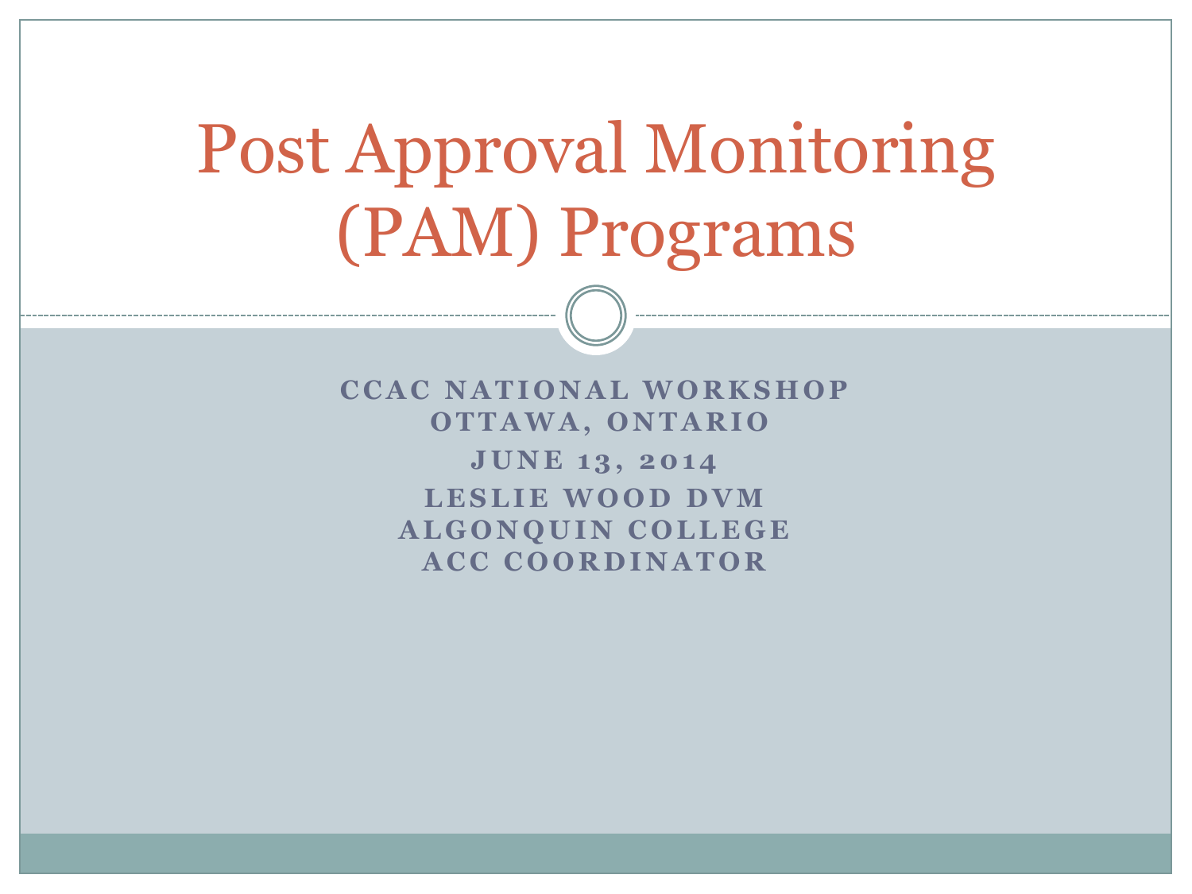# Post Approval Monitoring (PAM) Programs

**CCAC NATIONAL WORKSHOP**
**OTTAWA, ONTARIO**

**JUNE 13, 2014**

**LESLIE WOOD DVM**
**ALGONQUIN COLLEGE**
**ACC COORDINATOR**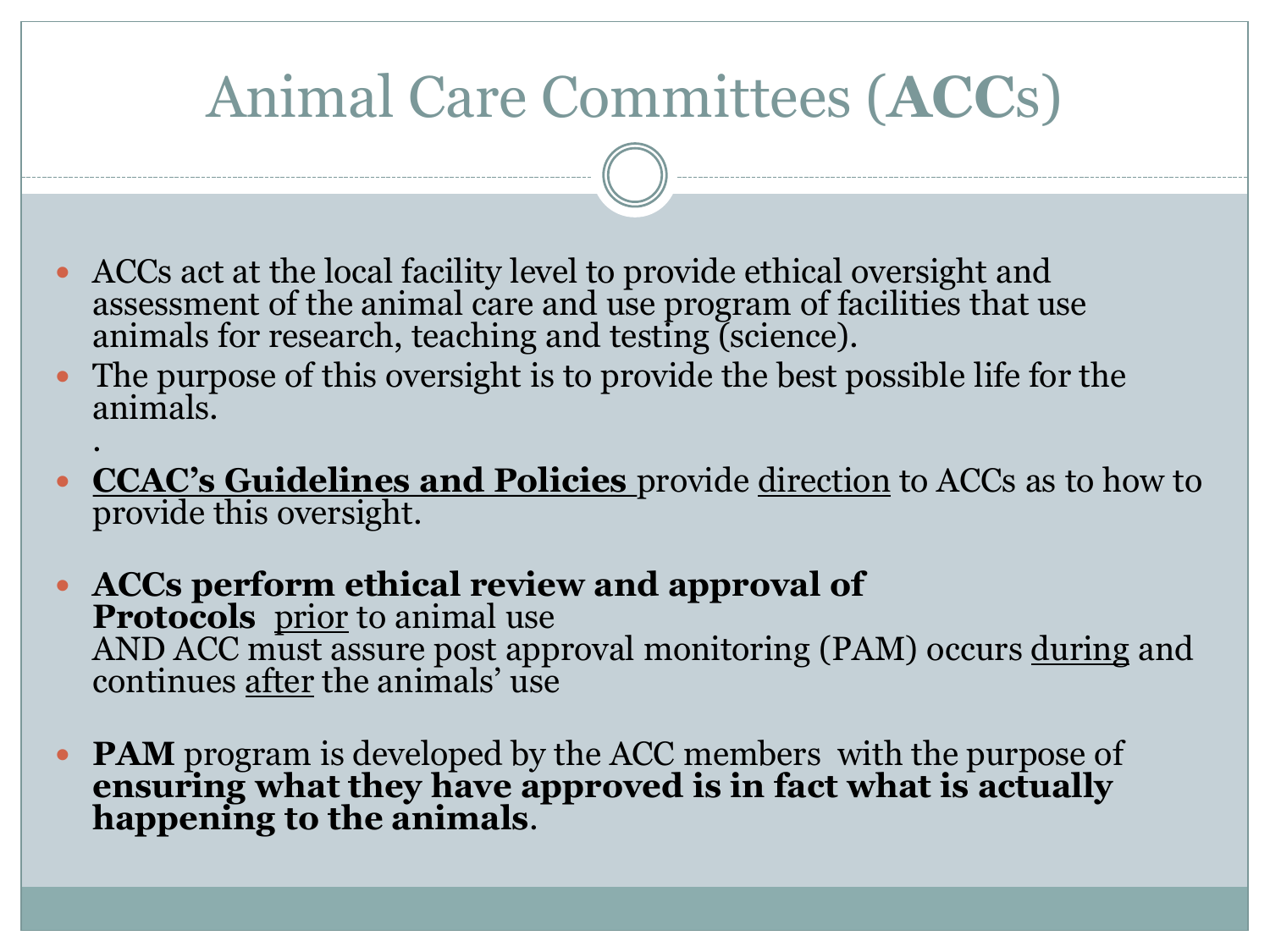# Animal Care Committees (**ACC**s)

- ACCs act at the local facility level to provide ethical oversight and assessment of the animal care and use program of facilities that use animals for research, teaching and testing (science).
- The purpose of this oversight is to provide the best possible life for the animals.

  .
- **CCAC's Guidelines and Policies** provide direction to ACCs as to how to provide this oversight.
- **ACCs perform ethical review and approval of Protocols** prior to animal use
  AND ACC must assure post approval monitoring (PAM) occurs during and continues after the animals' use
- **PAM** program is developed by the ACC members with the purpose of **ensuring what they have approved is in fact what is actually happening to the animals**.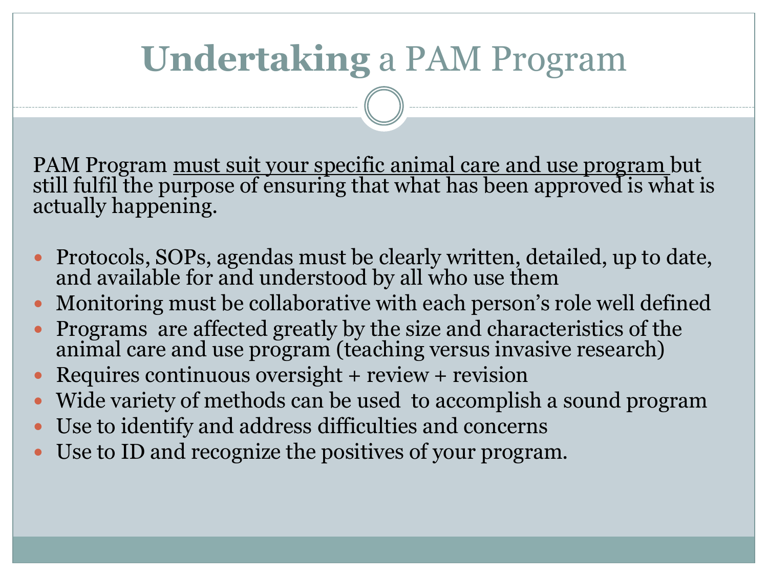# **Undertaking** a PAM Program

PAM Program <u>must suit your specific animal care and use program</u> but still fulfil the purpose of ensuring that what has been approved is what is actually happening.

- Protocols, SOPs, agendas must be clearly written, detailed, up to date, and available for and understood by all who use them
- Monitoring must be collaborative with each person's role well defined
- Programs are affected greatly by the size and characteristics of the animal care and use program (teaching versus invasive research)
- Requires continuous oversight + review + revision
- Wide variety of methods can be used to accomplish a sound program
- Use to identify and address difficulties and concerns
- Use to ID and recognize the positives of your program.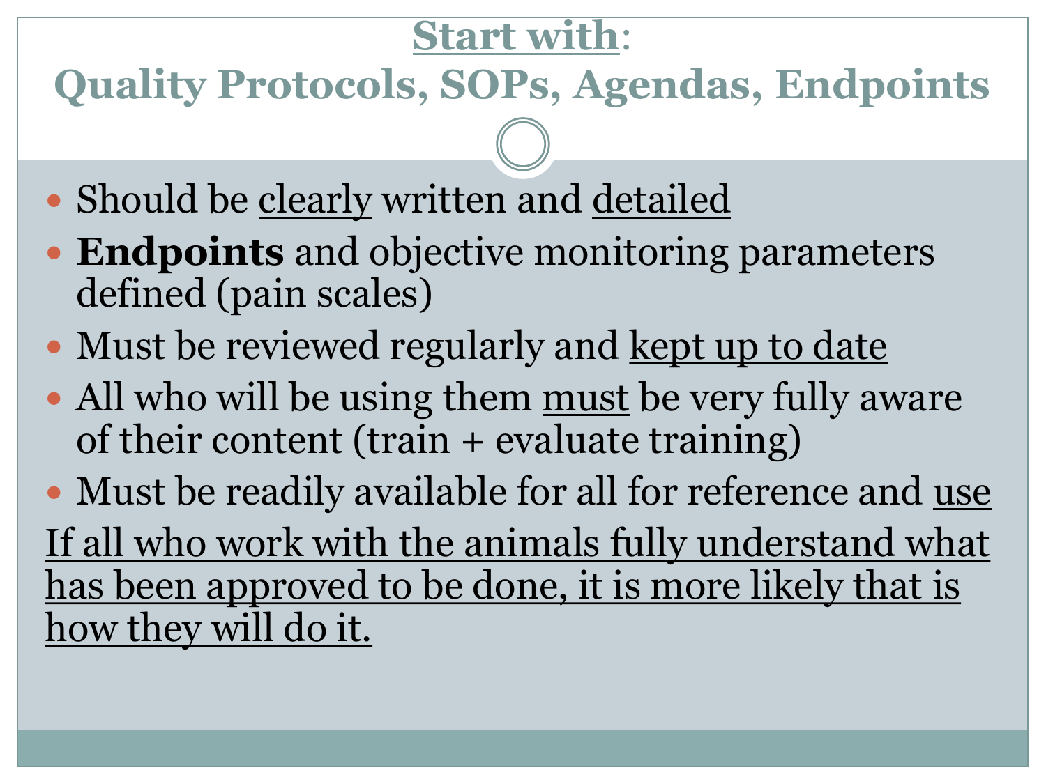# Start with: Quality Protocols, SOPs, Agendas, Endpoints

- Should be clearly written and detailed
- **Endpoints** and objective monitoring parameters defined (pain scales)
- Must be reviewed regularly and kept up to date
- All who will be using them must be very fully aware of their content (train + evaluate training)
- Must be readily available for all for reference and use

If all who work with the animals fully understand what has been approved to be done, it is more likely that is how they will do it.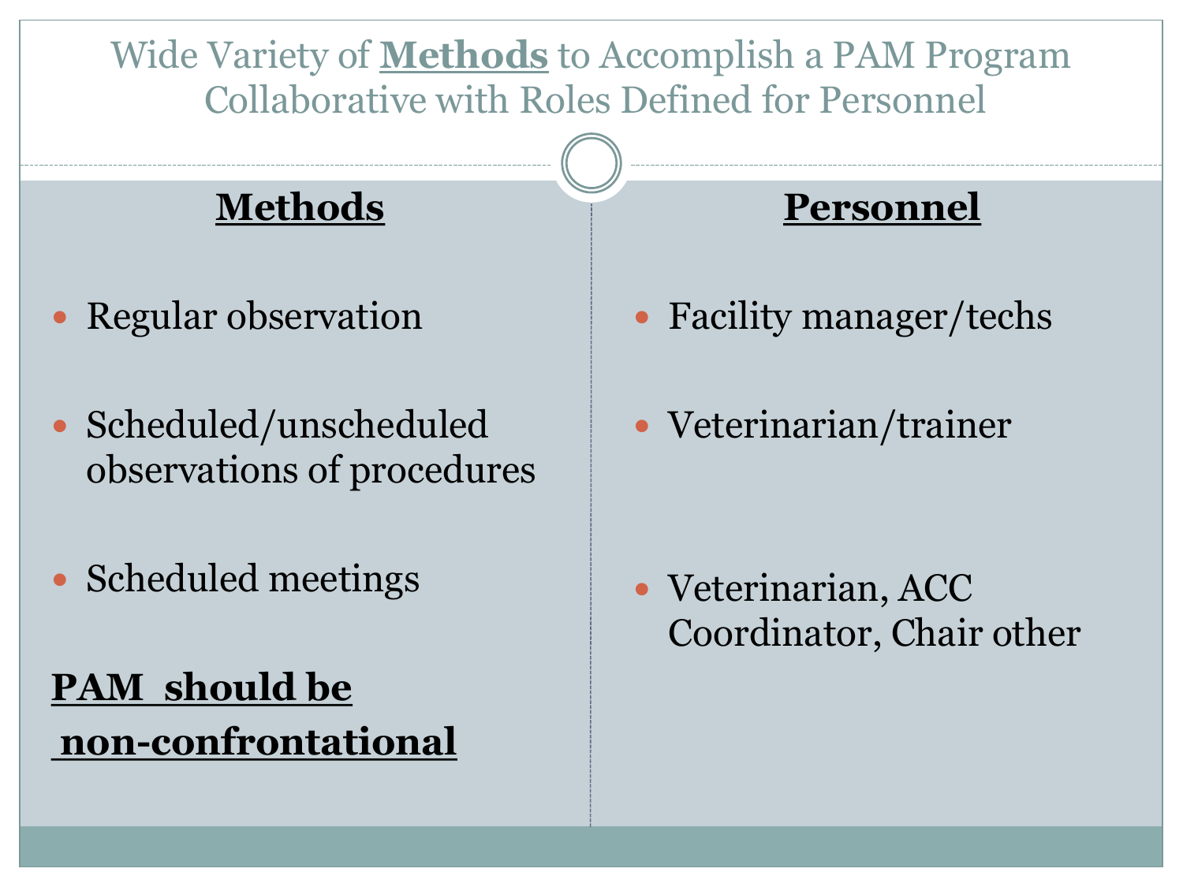# Wide Variety of **Methods** to Accomplish a PAM Program Collaborative with Roles Defined for Personnel

## Methods

- Regular observation
- Scheduled/unscheduled observations of procedures
- Scheduled meetings

**PAM should be non-confrontational**

## Personnel

- Facility manager/techs
- Veterinarian/trainer
- Veterinarian, ACC Coordinator, Chair other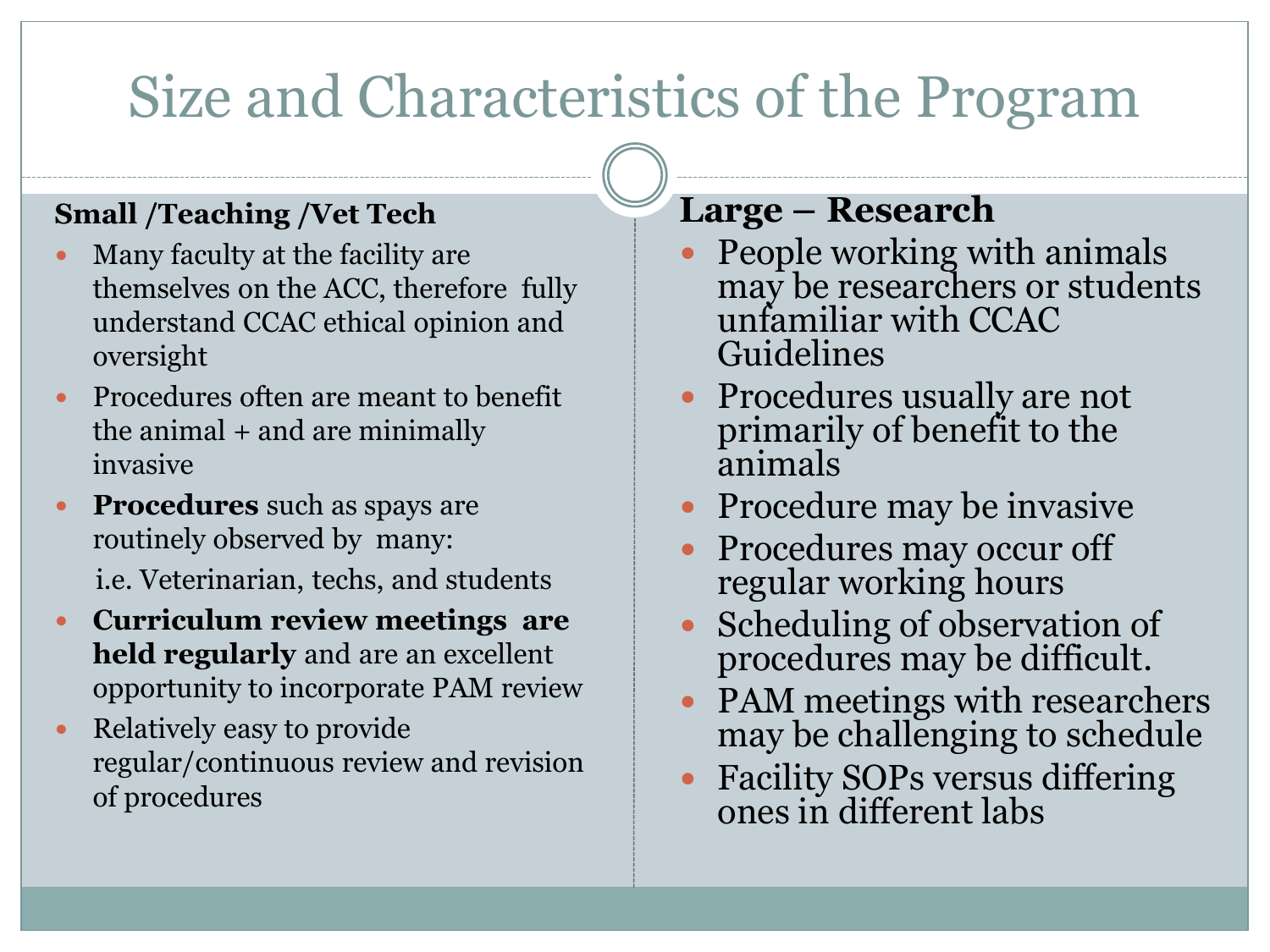# Size and Characteristics of the Program

**Small /Teaching /Vet Tech**

- Many faculty at the facility are themselves on the ACC, therefore fully understand CCAC ethical opinion and oversight
- Procedures often are meant to benefit the animal + and are minimally invasive
- **Procedures** such as spays are routinely observed by many:
  
  i.e. Veterinarian, techs, and students
- **Curriculum review meetings are held regularly** and are an excellent opportunity to incorporate PAM review
- Relatively easy to provide regular/continuous review and revision of procedures

**Large – Research**

- People working with animals may be researchers or students unfamiliar with CCAC Guidelines
- Procedures usually are not primarily of benefit to the animals
- Procedure may be invasive
- Procedures may occur off regular working hours
- Scheduling of observation of procedures may be difficult.
- PAM meetings with researchers may be challenging to schedule
- Facility SOPs versus differing ones in different labs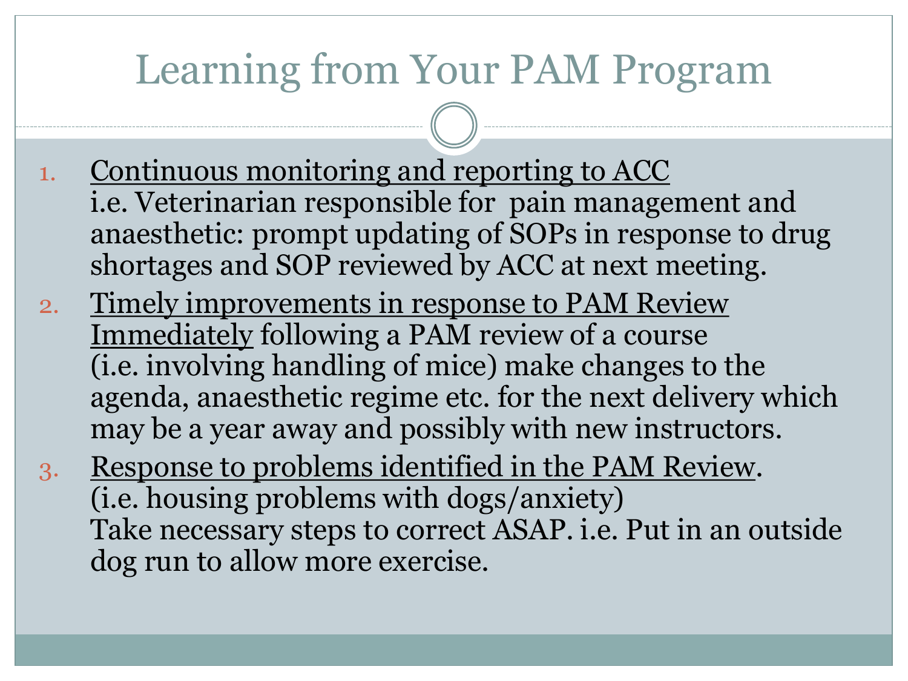# Learning from Your PAM Program

1. Continuous monitoring and reporting to ACC
   i.e. Veterinarian responsible for pain management and anaesthetic: prompt updating of SOPs in response to drug shortages and SOP reviewed by ACC at next meeting.
2. Timely improvements in response to PAM Review
   Immediately following a PAM review of a course (i.e. involving handling of mice) make changes to the agenda, anaesthetic regime etc. for the next delivery which may be a year away and possibly with new instructors.
3. Response to problems identified in the PAM Review.
   (i.e. housing problems with dogs/anxiety)
   Take necessary steps to correct ASAP. i.e. Put in an outside dog run to allow more exercise.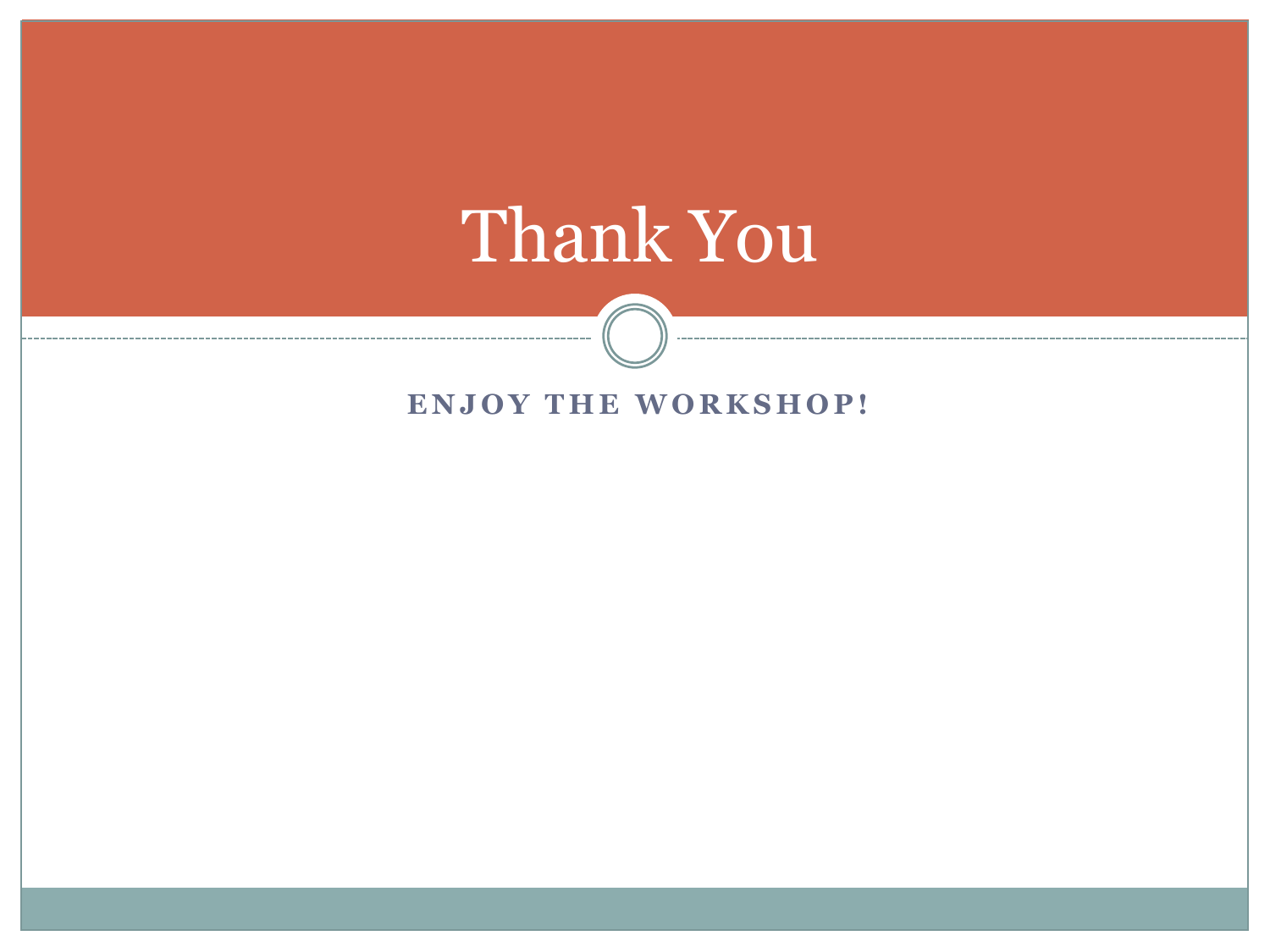# Thank You

ENJOY THE WORKSHOP!